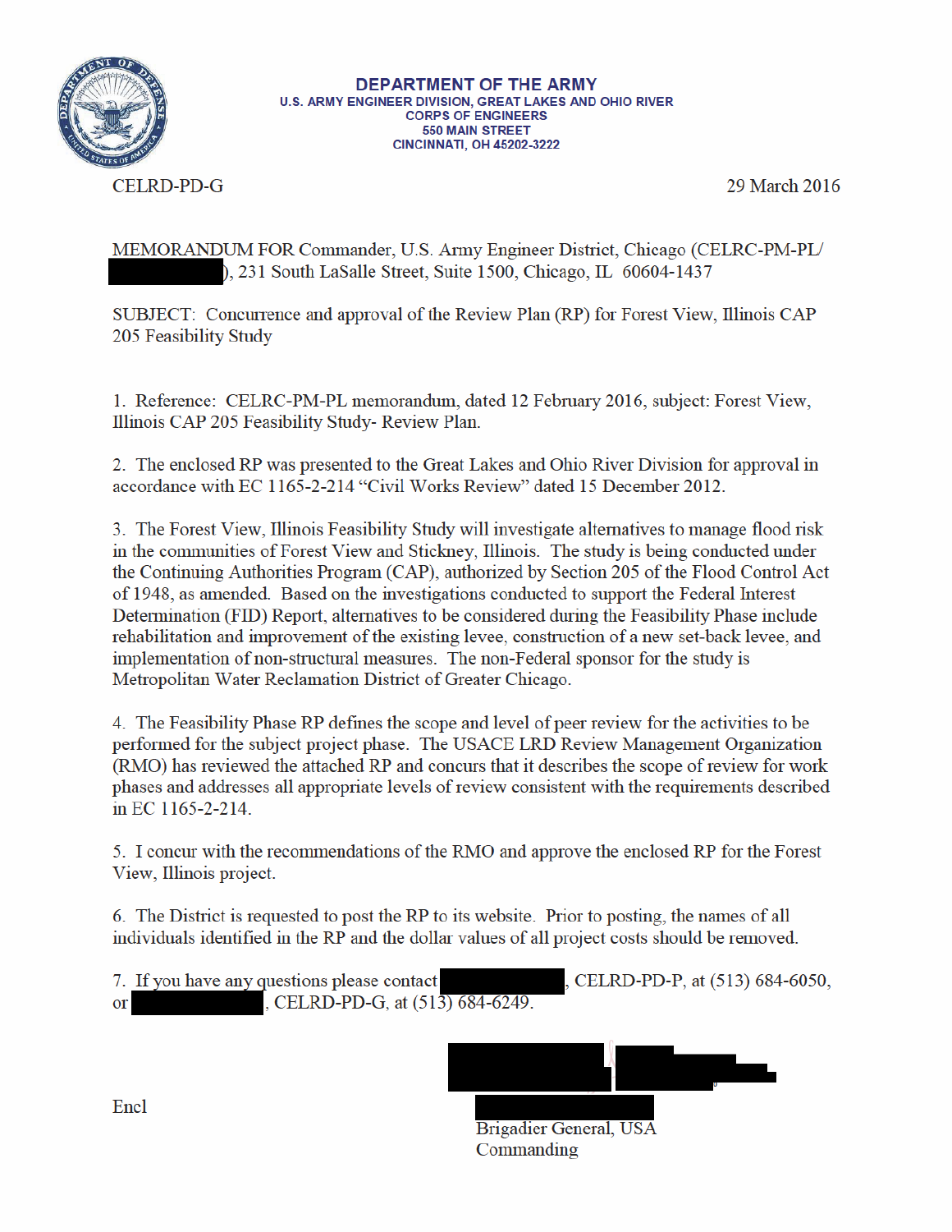**DEPARTMENT OF THE ARMY**
**U.S. ARMY ENGINEER DIVISION, GREAT LAKES AND OHIO RIVER**
**CORPS OF ENGINEERS**
**550 MAIN STREET**
**CINCINNATI, OH 45202-3222**

CELRD-PD-G

29 March 2016

MEMORANDUM FOR Commander, U.S. Army Engineer District, Chicago (CELRC-PM-PL/ ), 231 South LaSalle Street, Suite 1500, Chicago, IL 60604-1437

SUBJECT: Concurrence and approval of the Review Plan (RP) for Forest View, Illinois CAP 205 Feasibility Study

1. Reference: CELRC-PM-PL memorandum, dated 12 February 2016, subject: Forest View, Illinois CAP 205 Feasibility Study- Review Plan.

2. The enclosed RP was presented to the Great Lakes and Ohio River Division for approval in accordance with EC 1165-2-214 "Civil Works Review" dated 15 December 2012.

3. The Forest View, Illinois Feasibility Study will investigate alternatives to manage flood risk in the communities of Forest View and Stickney, Illinois. The study is being conducted under the Continuing Authorities Program (CAP), authorized by Section 205 of the Flood Control Act of 1948, as amended. Based on the investigations conducted to support the Federal Interest Determination (FID) Report, alternatives to be considered during the Feasibility Phase include rehabilitation and improvement of the existing levee, construction of a new set-back levee, and implementation of non-structural measures. The non-Federal sponsor for the study is Metropolitan Water Reclamation District of Greater Chicago.

4. The Feasibility Phase RP defines the scope and level of peer review for the activities to be performed for the subject project phase. The USACE LRD Review Management Organization (RMO) has reviewed the attached RP and concurs that it describes the scope of review for work phases and addresses all appropriate levels of review consistent with the requirements described in EC 1165-2-214.

5. I concur with the recommendations of the RMO and approve the enclosed RP for the Forest View, Illinois project.

6. The District is requested to post the RP to its website. Prior to posting, the names of all individuals identified in the RP and the dollar values of all project costs should be removed.

7. If you have any questions please contact , CELRD-PD-P, at (513) 684-6050, or , CELRD-PD-G, at (513) 684-6249.

Encl

Brigadier General, USA
Commanding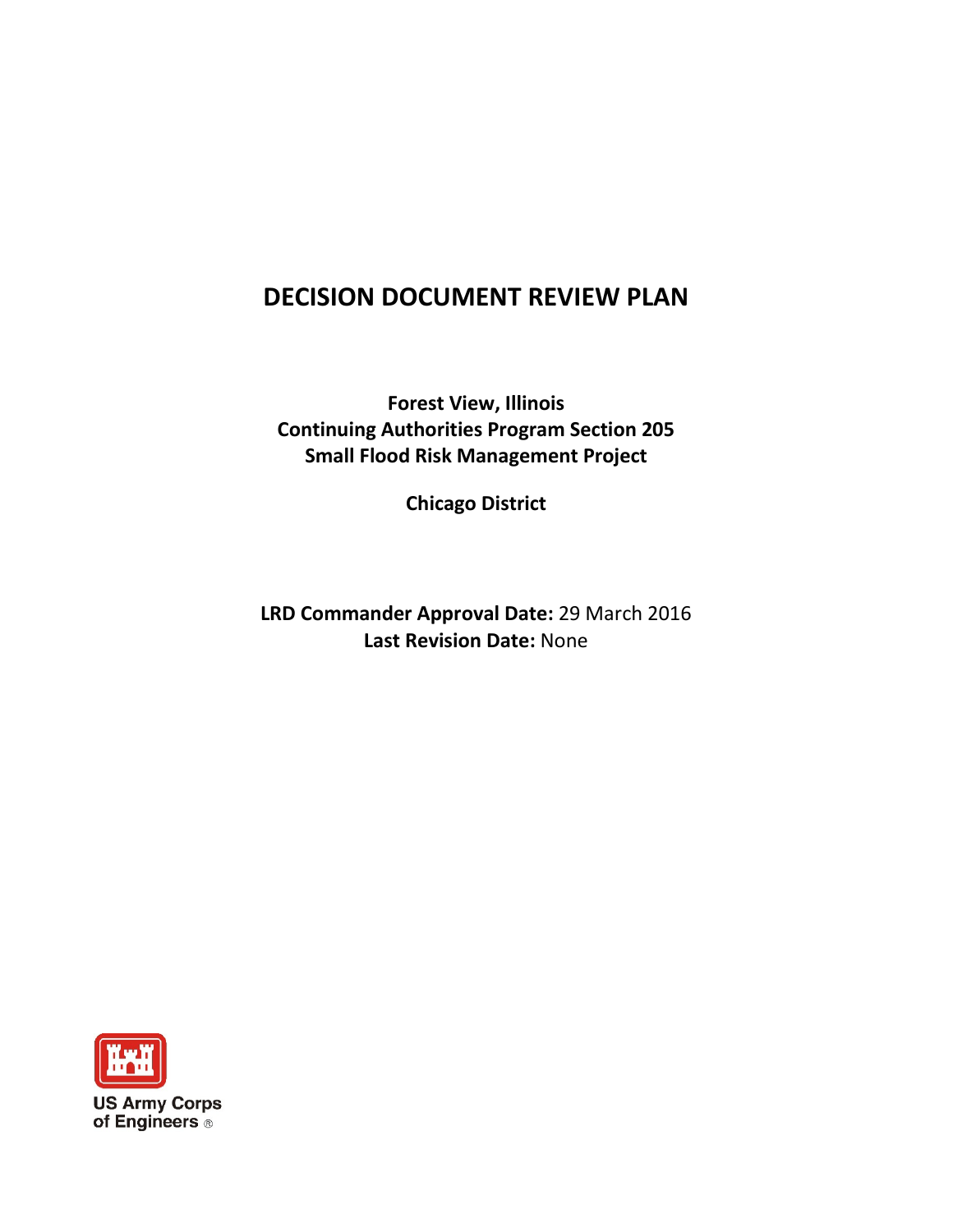# DECISION DOCUMENT REVIEW PLAN

**Forest View, Illinois**
**Continuing Authorities Program Section 205**
**Small Flood Risk Management Project**

**Chicago District**

**LRD Commander Approval Date:** 29 March 2016
**Last Revision Date:** None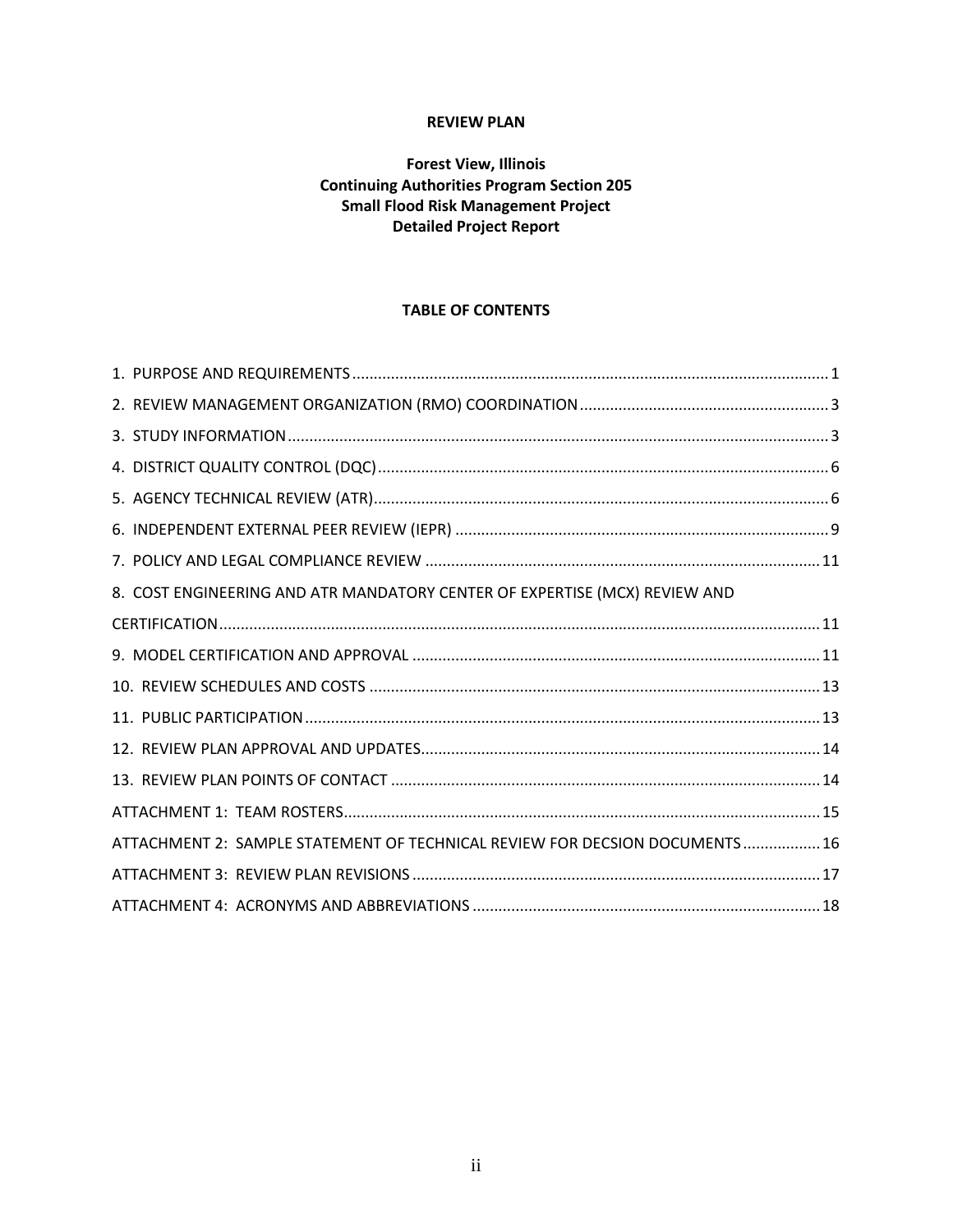**REVIEW PLAN**

**Forest View, Illinois**
**Continuing Authorities Program Section 205**
**Small Flood Risk Management Project**
**Detailed Project Report**

**TABLE OF CONTENTS**

1. PURPOSE AND REQUIREMENTS .......... 1
2. REVIEW MANAGEMENT ORGANIZATION (RMO) COORDINATION .......... 3
3. STUDY INFORMATION .......... 3
4. DISTRICT QUALITY CONTROL (DQC) .......... 6
5. AGENCY TECHNICAL REVIEW (ATR) .......... 6
6. INDEPENDENT EXTERNAL PEER REVIEW (IEPR) .......... 9
7. POLICY AND LEGAL COMPLIANCE REVIEW .......... 11
8. COST ENGINEERING AND ATR MANDATORY CENTER OF EXPERTISE (MCX) REVIEW AND CERTIFICATION .......... 11
9. MODEL CERTIFICATION AND APPROVAL .......... 11
10. REVIEW SCHEDULES AND COSTS .......... 13
11. PUBLIC PARTICIPATION .......... 13
12. REVIEW PLAN APPROVAL AND UPDATES .......... 14
13. REVIEW PLAN POINTS OF CONTACT .......... 14

ATTACHMENT 1: TEAM ROSTERS .......... 15
ATTACHMENT 2: SAMPLE STATEMENT OF TECHNICAL REVIEW FOR DECSION DOCUMENTS .......... 16
ATTACHMENT 3: REVIEW PLAN REVISIONS .......... 17
ATTACHMENT 4: ACRONYMS AND ABBREVIATIONS .......... 18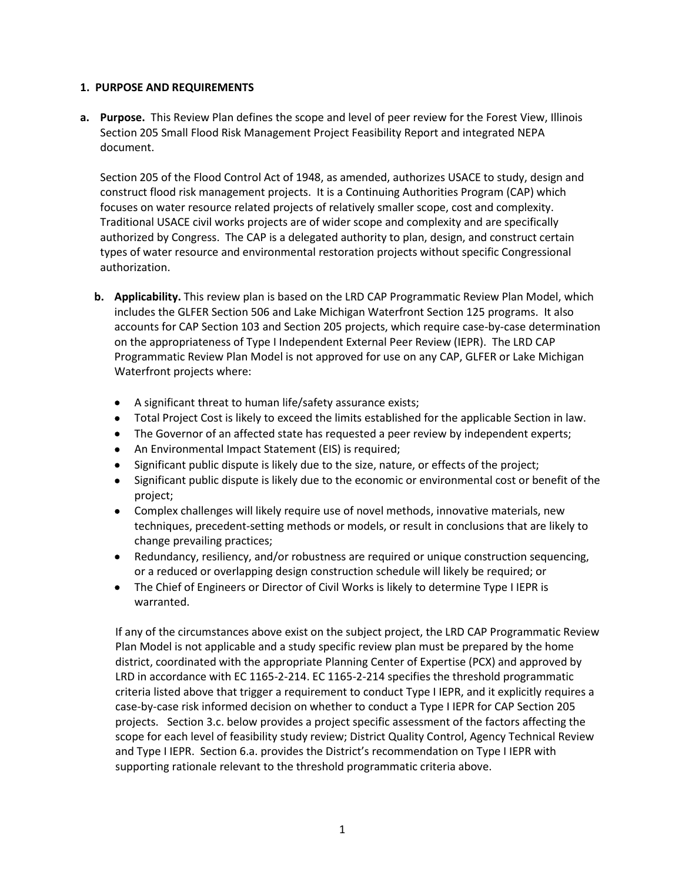## 1. PURPOSE AND REQUIREMENTS

**a. Purpose.** This Review Plan defines the scope and level of peer review for the Forest View, Illinois Section 205 Small Flood Risk Management Project Feasibility Report and integrated NEPA document.

Section 205 of the Flood Control Act of 1948, as amended, authorizes USACE to study, design and construct flood risk management projects. It is a Continuing Authorities Program (CAP) which focuses on water resource related projects of relatively smaller scope, cost and complexity. Traditional USACE civil works projects are of wider scope and complexity and are specifically authorized by Congress. The CAP is a delegated authority to plan, design, and construct certain types of water resource and environmental restoration projects without specific Congressional authorization.

**b. Applicability.** This review plan is based on the LRD CAP Programmatic Review Plan Model, which includes the GLFER Section 506 and Lake Michigan Waterfront Section 125 programs. It also accounts for CAP Section 103 and Section 205 projects, which require case-by-case determination on the appropriateness of Type I Independent External Peer Review (IEPR). The LRD CAP Programmatic Review Plan Model is not approved for use on any CAP, GLFER or Lake Michigan Waterfront projects where:

- A significant threat to human life/safety assurance exists;
- Total Project Cost is likely to exceed the limits established for the applicable Section in law.
- The Governor of an affected state has requested a peer review by independent experts;
- An Environmental Impact Statement (EIS) is required;
- Significant public dispute is likely due to the size, nature, or effects of the project;
- Significant public dispute is likely due to the economic or environmental cost or benefit of the project;
- Complex challenges will likely require use of novel methods, innovative materials, new techniques, precedent-setting methods or models, or result in conclusions that are likely to change prevailing practices;
- Redundancy, resiliency, and/or robustness are required or unique construction sequencing, or a reduced or overlapping design construction schedule will likely be required; or
- The Chief of Engineers or Director of Civil Works is likely to determine Type I IEPR is warranted.

If any of the circumstances above exist on the subject project, the LRD CAP Programmatic Review Plan Model is not applicable and a study specific review plan must be prepared by the home district, coordinated with the appropriate Planning Center of Expertise (PCX) and approved by LRD in accordance with EC 1165-2-214. EC 1165-2-214 specifies the threshold programmatic criteria listed above that trigger a requirement to conduct Type I IEPR, and it explicitly requires a case-by-case risk informed decision on whether to conduct a Type I IEPR for CAP Section 205 projects. Section 3.c. below provides a project specific assessment of the factors affecting the scope for each level of feasibility study review; District Quality Control, Agency Technical Review and Type I IEPR. Section 6.a. provides the District's recommendation on Type I IEPR with supporting rationale relevant to the threshold programmatic criteria above.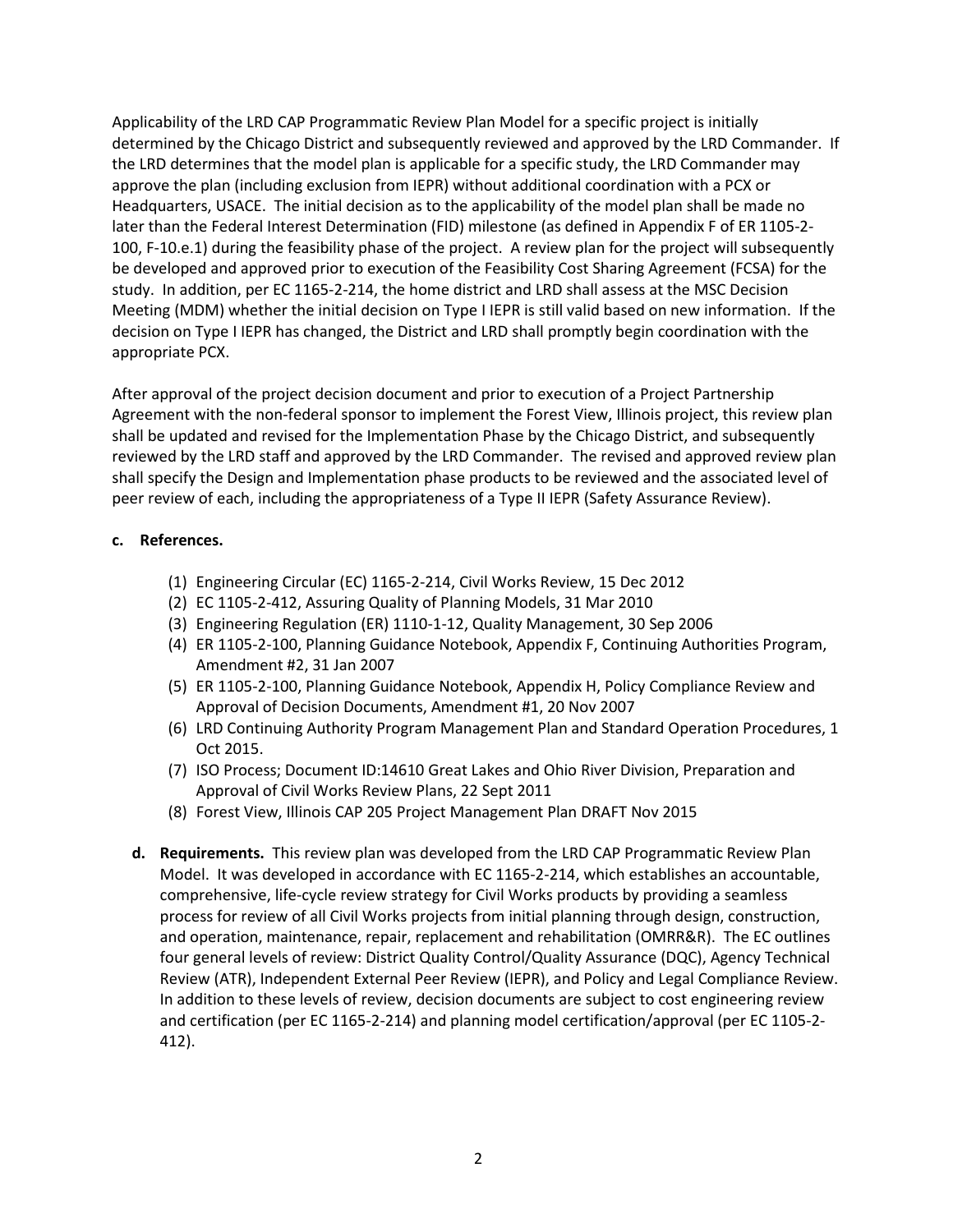Applicability of the LRD CAP Programmatic Review Plan Model for a specific project is initially determined by the Chicago District and subsequently reviewed and approved by the LRD Commander. If the LRD determines that the model plan is applicable for a specific study, the LRD Commander may approve the plan (including exclusion from IEPR) without additional coordination with a PCX or Headquarters, USACE. The initial decision as to the applicability of the model plan shall be made no later than the Federal Interest Determination (FID) milestone (as defined in Appendix F of ER 1105-2-100, F-10.e.1) during the feasibility phase of the project. A review plan for the project will subsequently be developed and approved prior to execution of the Feasibility Cost Sharing Agreement (FCSA) for the study. In addition, per EC 1165-2-214, the home district and LRD shall assess at the MSC Decision Meeting (MDM) whether the initial decision on Type I IEPR is still valid based on new information. If the decision on Type I IEPR has changed, the District and LRD shall promptly begin coordination with the appropriate PCX.

After approval of the project decision document and prior to execution of a Project Partnership Agreement with the non-federal sponsor to implement the Forest View, Illinois project, this review plan shall be updated and revised for the Implementation Phase by the Chicago District, and subsequently reviewed by the LRD staff and approved by the LRD Commander. The revised and approved review plan shall specify the Design and Implementation phase products to be reviewed and the associated level of peer review of each, including the appropriateness of a Type II IEPR (Safety Assurance Review).

**c. References.**

(1) Engineering Circular (EC) 1165-2-214, Civil Works Review, 15 Dec 2012
(2) EC 1105-2-412, Assuring Quality of Planning Models, 31 Mar 2010
(3) Engineering Regulation (ER) 1110-1-12, Quality Management, 30 Sep 2006
(4) ER 1105-2-100, Planning Guidance Notebook, Appendix F, Continuing Authorities Program, Amendment #2, 31 Jan 2007
(5) ER 1105-2-100, Planning Guidance Notebook, Appendix H, Policy Compliance Review and Approval of Decision Documents, Amendment #1, 20 Nov 2007
(6) LRD Continuing Authority Program Management Plan and Standard Operation Procedures, 1 Oct 2015.
(7) ISO Process; Document ID:14610 Great Lakes and Ohio River Division, Preparation and Approval of Civil Works Review Plans, 22 Sept 2011
(8) Forest View, Illinois CAP 205 Project Management Plan DRAFT Nov 2015

**d. Requirements.** This review plan was developed from the LRD CAP Programmatic Review Plan Model. It was developed in accordance with EC 1165-2-214, which establishes an accountable, comprehensive, life-cycle review strategy for Civil Works products by providing a seamless process for review of all Civil Works projects from initial planning through design, construction, and operation, maintenance, repair, replacement and rehabilitation (OMRR&R). The EC outlines four general levels of review: District Quality Control/Quality Assurance (DQC), Agency Technical Review (ATR), Independent External Peer Review (IEPR), and Policy and Legal Compliance Review. In addition to these levels of review, decision documents are subject to cost engineering review and certification (per EC 1165-2-214) and planning model certification/approval (per EC 1105-2-412).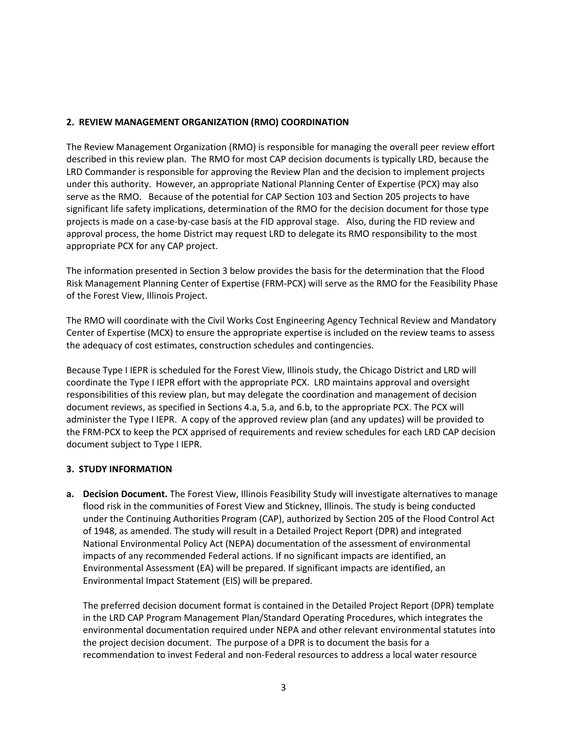## 2. REVIEW MANAGEMENT ORGANIZATION (RMO) COORDINATION

The Review Management Organization (RMO) is responsible for managing the overall peer review effort described in this review plan. The RMO for most CAP decision documents is typically LRD, because the LRD Commander is responsible for approving the Review Plan and the decision to implement projects under this authority. However, an appropriate National Planning Center of Expertise (PCX) may also serve as the RMO. Because of the potential for CAP Section 103 and Section 205 projects to have significant life safety implications, determination of the RMO for the decision document for those type projects is made on a case-by-case basis at the FID approval stage. Also, during the FID review and approval process, the home District may request LRD to delegate its RMO responsibility to the most appropriate PCX for any CAP project.

The information presented in Section 3 below provides the basis for the determination that the Flood Risk Management Planning Center of Expertise (FRM-PCX) will serve as the RMO for the Feasibility Phase of the Forest View, Illinois Project.

The RMO will coordinate with the Civil Works Cost Engineering Agency Technical Review and Mandatory Center of Expertise (MCX) to ensure the appropriate expertise is included on the review teams to assess the adequacy of cost estimates, construction schedules and contingencies.

Because Type I IEPR is scheduled for the Forest View, Illinois study, the Chicago District and LRD will coordinate the Type I IEPR effort with the appropriate PCX. LRD maintains approval and oversight responsibilities of this review plan, but may delegate the coordination and management of decision document reviews, as specified in Sections 4.a, 5.a, and 6.b, to the appropriate PCX. The PCX will administer the Type I IEPR. A copy of the approved review plan (and any updates) will be provided to the FRM-PCX to keep the PCX apprised of requirements and review schedules for each LRD CAP decision document subject to Type I IEPR.

## 3. STUDY INFORMATION

**a. Decision Document.** The Forest View, Illinois Feasibility Study will investigate alternatives to manage flood risk in the communities of Forest View and Stickney, Illinois. The study is being conducted under the Continuing Authorities Program (CAP), authorized by Section 205 of the Flood Control Act of 1948, as amended. The study will result in a Detailed Project Report (DPR) and integrated National Environmental Policy Act (NEPA) documentation of the assessment of environmental impacts of any recommended Federal actions. If no significant impacts are identified, an Environmental Assessment (EA) will be prepared. If significant impacts are identified, an Environmental Impact Statement (EIS) will be prepared.

The preferred decision document format is contained in the Detailed Project Report (DPR) template in the LRD CAP Program Management Plan/Standard Operating Procedures, which integrates the environmental documentation required under NEPA and other relevant environmental statutes into the project decision document. The purpose of a DPR is to document the basis for a recommendation to invest Federal and non-Federal resources to address a local water resource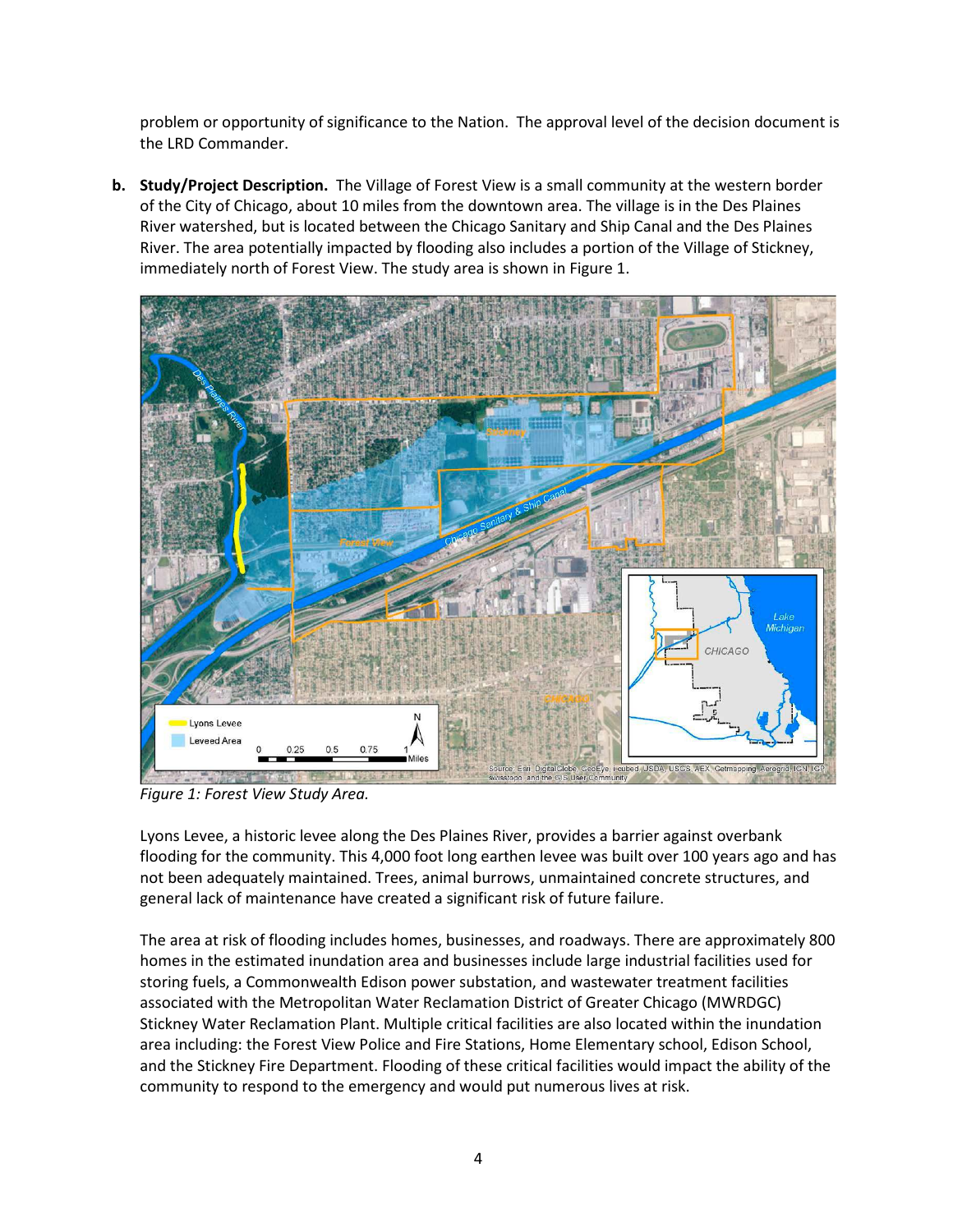problem or opportunity of significance to the Nation. The approval level of the decision document is the LRD Commander.

**b. Study/Project Description.** The Village of Forest View is a small community at the western border of the City of Chicago, about 10 miles from the downtown area. The village is in the Des Plaines River watershed, but is located between the Chicago Sanitary and Ship Canal and the Des Plaines River. The area potentially impacted by flooding also includes a portion of the Village of Stickney, immediately north of Forest View. The study area is shown in Figure 1.

*Figure 1: Forest View Study Area.*

Lyons Levee, a historic levee along the Des Plaines River, provides a barrier against overbank flooding for the community. This 4,000 foot long earthen levee was built over 100 years ago and has not been adequately maintained. Trees, animal burrows, unmaintained concrete structures, and general lack of maintenance have created a significant risk of future failure.

The area at risk of flooding includes homes, businesses, and roadways. There are approximately 800 homes in the estimated inundation area and businesses include large industrial facilities used for storing fuels, a Commonwealth Edison power substation, and wastewater treatment facilities associated with the Metropolitan Water Reclamation District of Greater Chicago (MWRDGC) Stickney Water Reclamation Plant. Multiple critical facilities are also located within the inundation area including: the Forest View Police and Fire Stations, Home Elementary school, Edison School, and the Stickney Fire Department. Flooding of these critical facilities would impact the ability of the community to respond to the emergency and would put numerous lives at risk.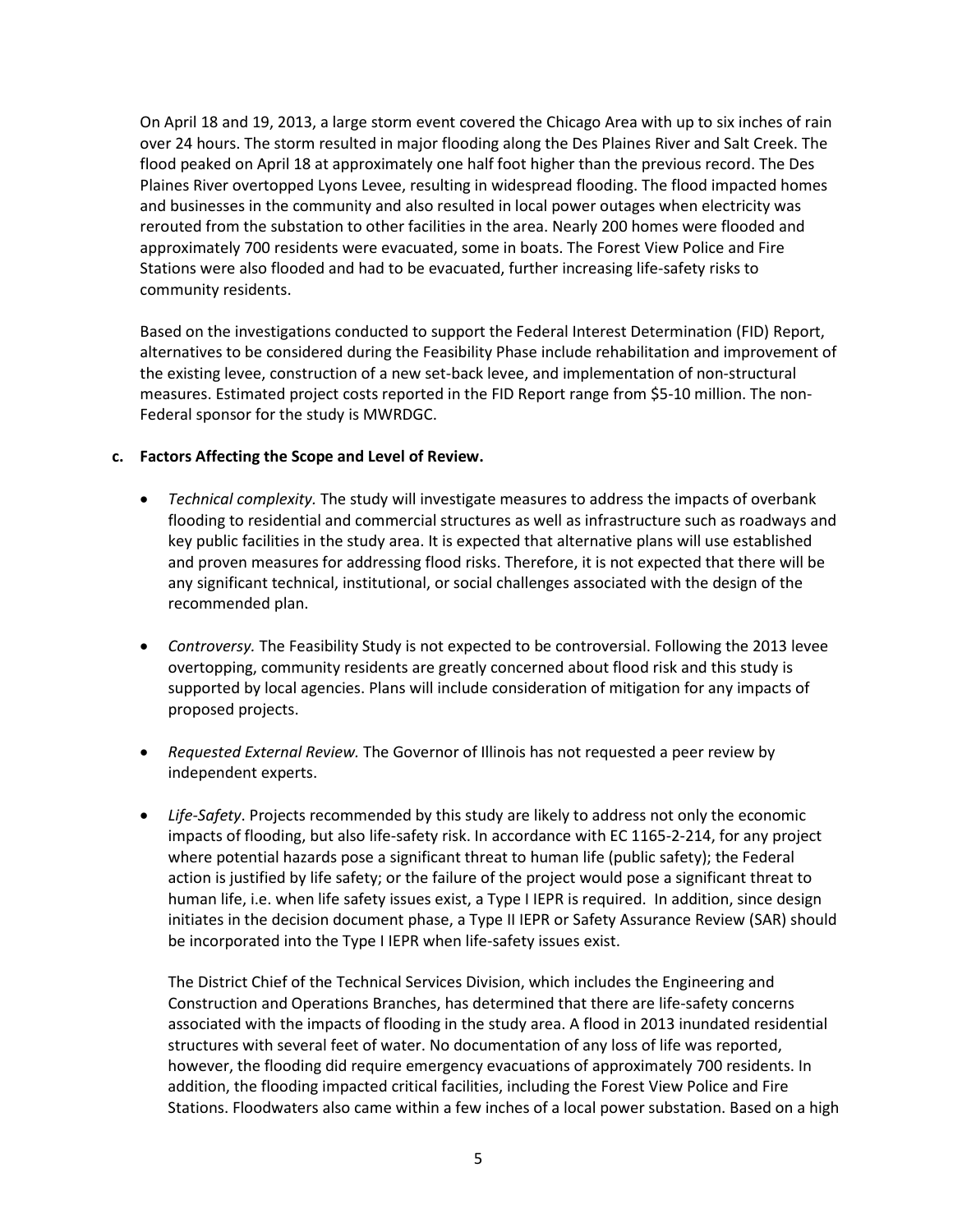On April 18 and 19, 2013, a large storm event covered the Chicago Area with up to six inches of rain over 24 hours. The storm resulted in major flooding along the Des Plaines River and Salt Creek. The flood peaked on April 18 at approximately one half foot higher than the previous record. The Des Plaines River overtopped Lyons Levee, resulting in widespread flooding. The flood impacted homes and businesses in the community and also resulted in local power outages when electricity was rerouted from the substation to other facilities in the area. Nearly 200 homes were flooded and approximately 700 residents were evacuated, some in boats. The Forest View Police and Fire Stations were also flooded and had to be evacuated, further increasing life-safety risks to community residents.

Based on the investigations conducted to support the Federal Interest Determination (FID) Report, alternatives to be considered during the Feasibility Phase include rehabilitation and improvement of the existing levee, construction of a new set-back levee, and implementation of non-structural measures. Estimated project costs reported in the FID Report range from $5-10 million. The non-Federal sponsor for the study is MWRDGC.

**c. Factors Affecting the Scope and Level of Review.**

- *Technical complexity.* The study will investigate measures to address the impacts of overbank flooding to residential and commercial structures as well as infrastructure such as roadways and key public facilities in the study area. It is expected that alternative plans will use established and proven measures for addressing flood risks. Therefore, it is not expected that there will be any significant technical, institutional, or social challenges associated with the design of the recommended plan.

- *Controversy.* The Feasibility Study is not expected to be controversial. Following the 2013 levee overtopping, community residents are greatly concerned about flood risk and this study is supported by local agencies. Plans will include consideration of mitigation for any impacts of proposed projects.

- *Requested External Review.* The Governor of Illinois has not requested a peer review by independent experts.

- *Life-Safety*. Projects recommended by this study are likely to address not only the economic impacts of flooding, but also life-safety risk. In accordance with EC 1165-2-214, for any project where potential hazards pose a significant threat to human life (public safety); the Federal action is justified by life safety; or the failure of the project would pose a significant threat to human life, i.e. when life safety issues exist, a Type I IEPR is required. In addition, since design initiates in the decision document phase, a Type II IEPR or Safety Assurance Review (SAR) should be incorporated into the Type I IEPR when life-safety issues exist.

  The District Chief of the Technical Services Division, which includes the Engineering and Construction and Operations Branches, has determined that there are life-safety concerns associated with the impacts of flooding in the study area. A flood in 2013 inundated residential structures with several feet of water. No documentation of any loss of life was reported, however, the flooding did require emergency evacuations of approximately 700 residents. In addition, the flooding impacted critical facilities, including the Forest View Police and Fire Stations. Floodwaters also came within a few inches of a local power substation. Based on a high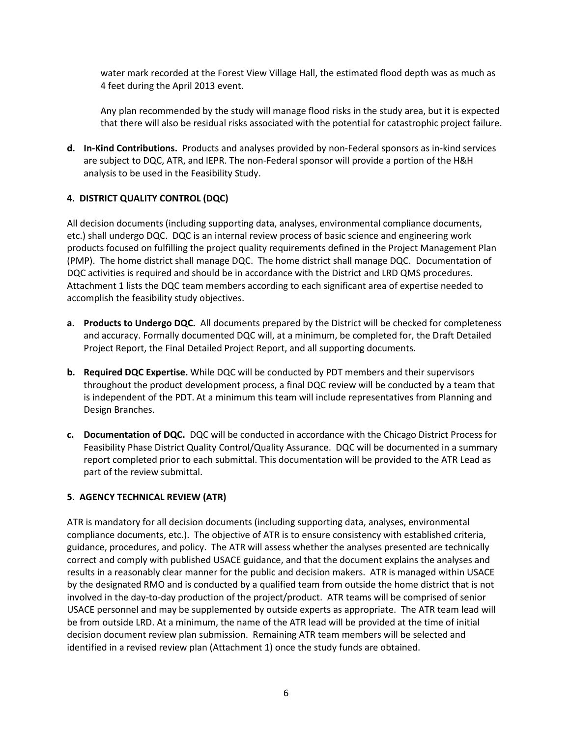water mark recorded at the Forest View Village Hall, the estimated flood depth was as much as 4 feet during the April 2013 event.

Any plan recommended by the study will manage flood risks in the study area, but it is expected that there will also be residual risks associated with the potential for catastrophic project failure.

**d. In-Kind Contributions.** Products and analyses provided by non-Federal sponsors as in-kind services are subject to DQC, ATR, and IEPR. The non-Federal sponsor will provide a portion of the H&H analysis to be used in the Feasibility Study.

## 4. DISTRICT QUALITY CONTROL (DQC)

All decision documents (including supporting data, analyses, environmental compliance documents, etc.) shall undergo DQC. DQC is an internal review process of basic science and engineering work products focused on fulfilling the project quality requirements defined in the Project Management Plan (PMP). The home district shall manage DQC. The home district shall manage DQC. Documentation of DQC activities is required and should be in accordance with the District and LRD QMS procedures. Attachment 1 lists the DQC team members according to each significant area of expertise needed to accomplish the feasibility study objectives.

**a. Products to Undergo DQC.** All documents prepared by the District will be checked for completeness and accuracy. Formally documented DQC will, at a minimum, be completed for, the Draft Detailed Project Report, the Final Detailed Project Report, and all supporting documents.

**b. Required DQC Expertise.** While DQC will be conducted by PDT members and their supervisors throughout the product development process, a final DQC review will be conducted by a team that is independent of the PDT. At a minimum this team will include representatives from Planning and Design Branches.

**c. Documentation of DQC.** DQC will be conducted in accordance with the Chicago District Process for Feasibility Phase District Quality Control/Quality Assurance. DQC will be documented in a summary report completed prior to each submittal. This documentation will be provided to the ATR Lead as part of the review submittal.

## 5. AGENCY TECHNICAL REVIEW (ATR)

ATR is mandatory for all decision documents (including supporting data, analyses, environmental compliance documents, etc.). The objective of ATR is to ensure consistency with established criteria, guidance, procedures, and policy. The ATR will assess whether the analyses presented are technically correct and comply with published USACE guidance, and that the document explains the analyses and results in a reasonably clear manner for the public and decision makers. ATR is managed within USACE by the designated RMO and is conducted by a qualified team from outside the home district that is not involved in the day-to-day production of the project/product. ATR teams will be comprised of senior USACE personnel and may be supplemented by outside experts as appropriate. The ATR team lead will be from outside LRD. At a minimum, the name of the ATR lead will be provided at the time of initial decision document review plan submission. Remaining ATR team members will be selected and identified in a revised review plan (Attachment 1) once the study funds are obtained.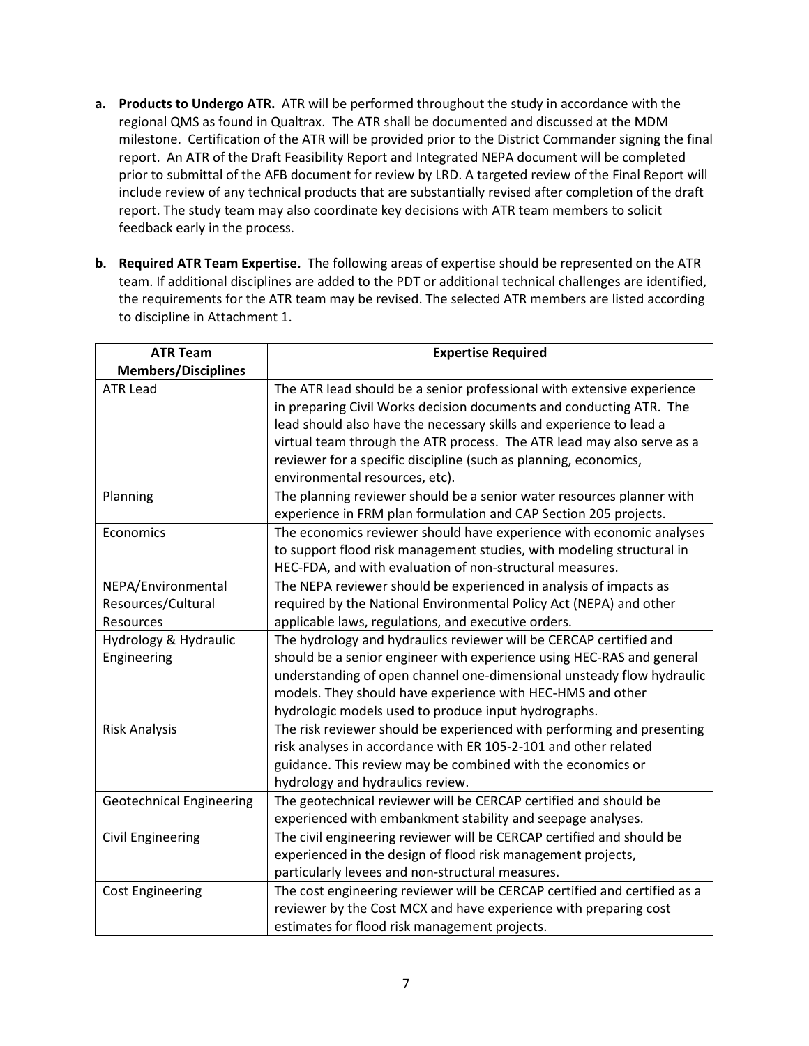**a. Products to Undergo ATR.** ATR will be performed throughout the study in accordance with the regional QMS as found in Qualtrax. The ATR shall be documented and discussed at the MDM milestone. Certification of the ATR will be provided prior to the District Commander signing the final report. An ATR of the Draft Feasibility Report and Integrated NEPA document will be completed prior to submittal of the AFB document for review by LRD. A targeted review of the Final Report will include review of any technical products that are substantially revised after completion of the draft report. The study team may also coordinate key decisions with ATR team members to solicit feedback early in the process.

**b. Required ATR Team Expertise.** The following areas of expertise should be represented on the ATR team. If additional disciplines are added to the PDT or additional technical challenges are identified, the requirements for the ATR team may be revised. The selected ATR members are listed according to discipline in Attachment 1.

| ATR Team Members/Disciplines | Expertise Required |
|---|---|
| ATR Lead | The ATR lead should be a senior professional with extensive experience in preparing Civil Works decision documents and conducting ATR. The lead should also have the necessary skills and experience to lead a virtual team through the ATR process. The ATR lead may also serve as a reviewer for a specific discipline (such as planning, economics, environmental resources, etc). |
| Planning | The planning reviewer should be a senior water resources planner with experience in FRM plan formulation and CAP Section 205 projects. |
| Economics | The economics reviewer should have experience with economic analyses to support flood risk management studies, with modeling structural in HEC-FDA, and with evaluation of non-structural measures. |
| NEPA/Environmental Resources/Cultural Resources | The NEPA reviewer should be experienced in analysis of impacts as required by the National Environmental Policy Act (NEPA) and other applicable laws, regulations, and executive orders. |
| Hydrology & Hydraulic Engineering | The hydrology and hydraulics reviewer will be CERCAP certified and should be a senior engineer with experience using HEC-RAS and general understanding of open channel one-dimensional unsteady flow hydraulic models. They should have experience with HEC-HMS and other hydrologic models used to produce input hydrographs. |
| Risk Analysis | The risk reviewer should be experienced with performing and presenting risk analyses in accordance with ER 105-2-101 and other related guidance. This review may be combined with the economics or hydrology and hydraulics review. |
| Geotechnical Engineering | The geotechnical reviewer will be CERCAP certified and should be experienced with embankment stability and seepage analyses. |
| Civil Engineering | The civil engineering reviewer will be CERCAP certified and should be experienced in the design of flood risk management projects, particularly levees and non-structural measures. |
| Cost Engineering | The cost engineering reviewer will be CERCAP certified and certified as a reviewer by the Cost MCX and have experience with preparing cost estimates for flood risk management projects. |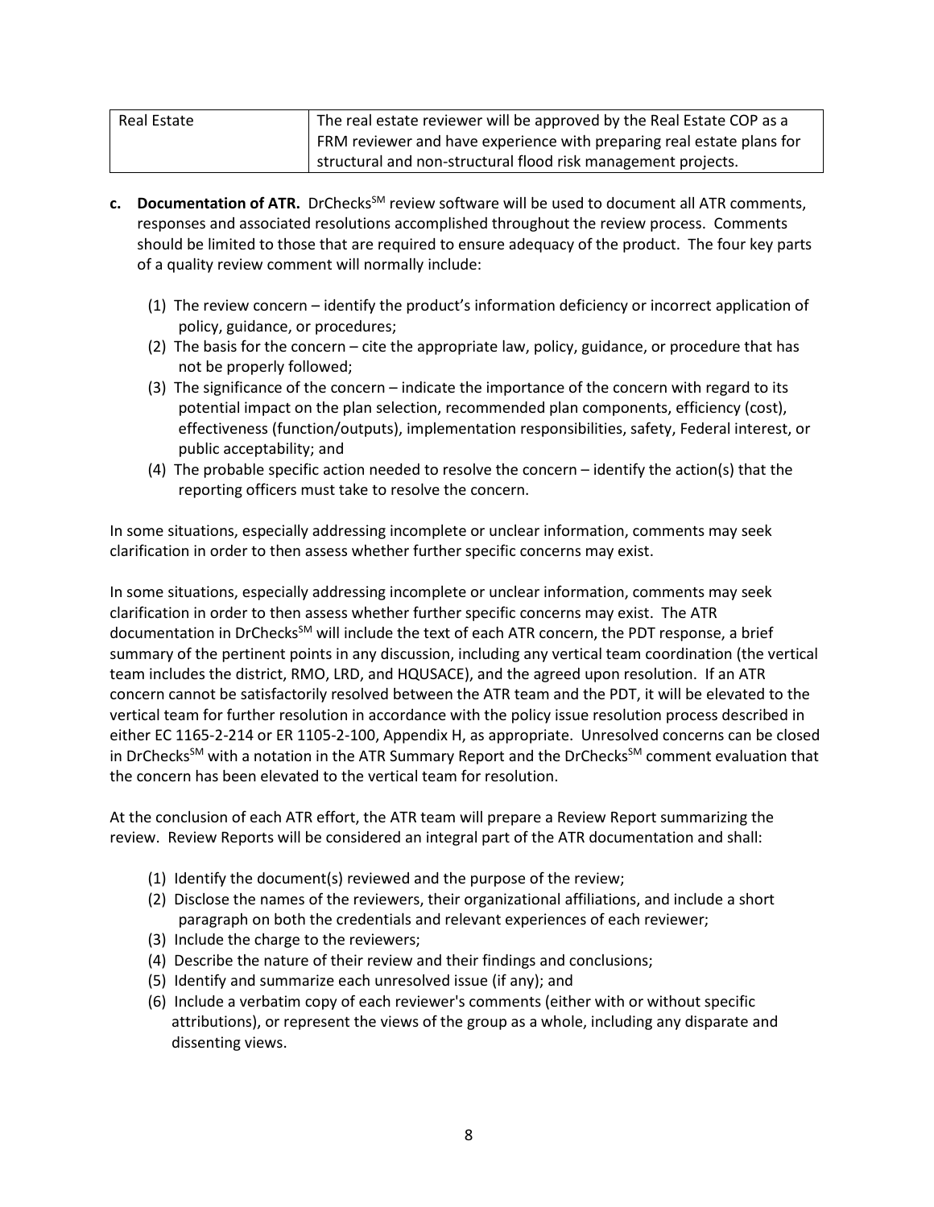| Real Estate | The real estate reviewer will be approved by the Real Estate COP as a FRM reviewer and have experience with preparing real estate plans for structural and non-structural flood risk management projects. |
|---|---|

**c. Documentation of ATR.** DrChecks[SM] review software will be used to document all ATR comments, responses and associated resolutions accomplished throughout the review process. Comments should be limited to those that are required to ensure adequacy of the product. The four key parts of a quality review comment will normally include:

(1) The review concern – identify the product's information deficiency or incorrect application of policy, guidance, or procedures;
(2) The basis for the concern – cite the appropriate law, policy, guidance, or procedure that has not be properly followed;
(3) The significance of the concern – indicate the importance of the concern with regard to its potential impact on the plan selection, recommended plan components, efficiency (cost), effectiveness (function/outputs), implementation responsibilities, safety, Federal interest, or public acceptability; and
(4) The probable specific action needed to resolve the concern – identify the action(s) that the reporting officers must take to resolve the concern.

In some situations, especially addressing incomplete or unclear information, comments may seek clarification in order to then assess whether further specific concerns may exist.

In some situations, especially addressing incomplete or unclear information, comments may seek clarification in order to then assess whether further specific concerns may exist. The ATR documentation in DrChecks[SM] will include the text of each ATR concern, the PDT response, a brief summary of the pertinent points in any discussion, including any vertical team coordination (the vertical team includes the district, RMO, LRD, and HQUSACE), and the agreed upon resolution. If an ATR concern cannot be satisfactorily resolved between the ATR team and the PDT, it will be elevated to the vertical team for further resolution in accordance with the policy issue resolution process described in either EC 1165-2-214 or ER 1105-2-100, Appendix H, as appropriate. Unresolved concerns can be closed in DrChecks[SM] with a notation in the ATR Summary Report and the DrChecks[SM] comment evaluation that the concern has been elevated to the vertical team for resolution.

At the conclusion of each ATR effort, the ATR team will prepare a Review Report summarizing the review. Review Reports will be considered an integral part of the ATR documentation and shall:

(1) Identify the document(s) reviewed and the purpose of the review;
(2) Disclose the names of the reviewers, their organizational affiliations, and include a short paragraph on both the credentials and relevant experiences of each reviewer;
(3) Include the charge to the reviewers;
(4) Describe the nature of their review and their findings and conclusions;
(5) Identify and summarize each unresolved issue (if any); and
(6) Include a verbatim copy of each reviewer's comments (either with or without specific attributions), or represent the views of the group as a whole, including any disparate and dissenting views.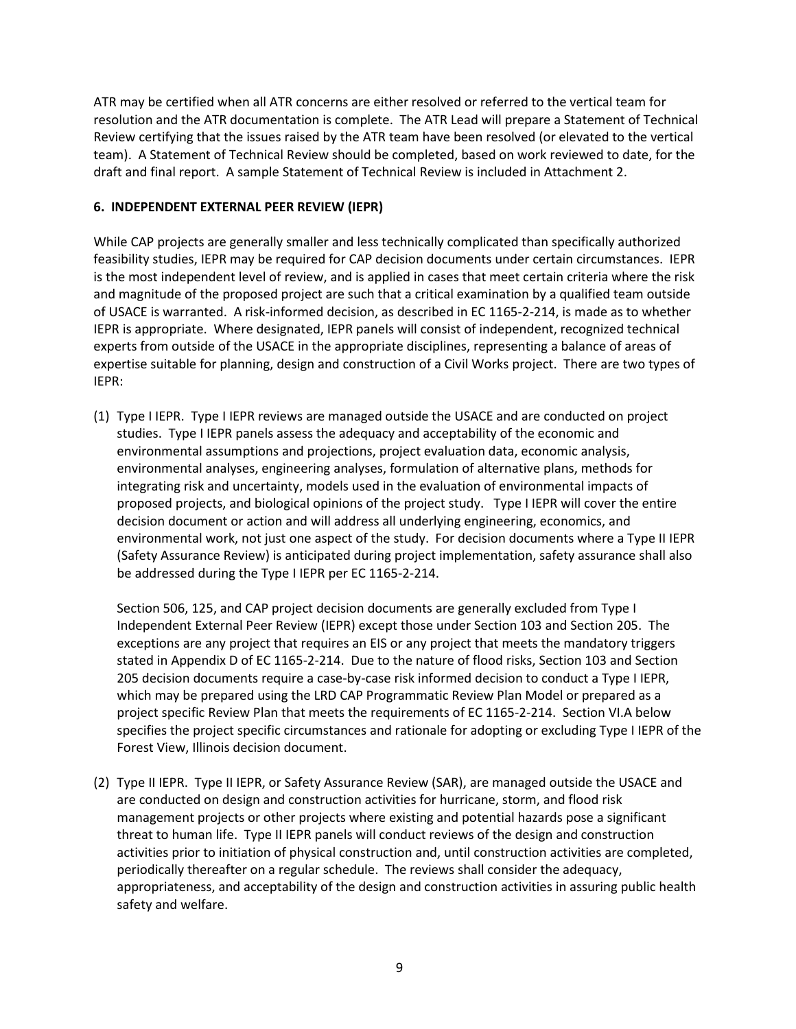ATR may be certified when all ATR concerns are either resolved or referred to the vertical team for resolution and the ATR documentation is complete. The ATR Lead will prepare a Statement of Technical Review certifying that the issues raised by the ATR team have been resolved (or elevated to the vertical team). A Statement of Technical Review should be completed, based on work reviewed to date, for the draft and final report. A sample Statement of Technical Review is included in Attachment 2.

## 6. INDEPENDENT EXTERNAL PEER REVIEW (IEPR)

While CAP projects are generally smaller and less technically complicated than specifically authorized feasibility studies, IEPR may be required for CAP decision documents under certain circumstances. IEPR is the most independent level of review, and is applied in cases that meet certain criteria where the risk and magnitude of the proposed project are such that a critical examination by a qualified team outside of USACE is warranted. A risk-informed decision, as described in EC 1165-2-214, is made as to whether IEPR is appropriate. Where designated, IEPR panels will consist of independent, recognized technical experts from outside of the USACE in the appropriate disciplines, representing a balance of areas of expertise suitable for planning, design and construction of a Civil Works project. There are two types of IEPR:

(1) Type I IEPR. Type I IEPR reviews are managed outside the USACE and are conducted on project studies. Type I IEPR panels assess the adequacy and acceptability of the economic and environmental assumptions and projections, project evaluation data, economic analysis, environmental analyses, engineering analyses, formulation of alternative plans, methods for integrating risk and uncertainty, models used in the evaluation of environmental impacts of proposed projects, and biological opinions of the project study. Type I IEPR will cover the entire decision document or action and will address all underlying engineering, economics, and environmental work, not just one aspect of the study. For decision documents where a Type II IEPR (Safety Assurance Review) is anticipated during project implementation, safety assurance shall also be addressed during the Type I IEPR per EC 1165-2-214.

    Section 506, 125, and CAP project decision documents are generally excluded from Type I Independent External Peer Review (IEPR) except those under Section 103 and Section 205. The exceptions are any project that requires an EIS or any project that meets the mandatory triggers stated in Appendix D of EC 1165-2-214. Due to the nature of flood risks, Section 103 and Section 205 decision documents require a case-by-case risk informed decision to conduct a Type I IEPR, which may be prepared using the LRD CAP Programmatic Review Plan Model or prepared as a project specific Review Plan that meets the requirements of EC 1165-2-214. Section VI.A below specifies the project specific circumstances and rationale for adopting or excluding Type I IEPR of the Forest View, Illinois decision document.

(2) Type II IEPR. Type II IEPR, or Safety Assurance Review (SAR), are managed outside the USACE and are conducted on design and construction activities for hurricane, storm, and flood risk management projects or other projects where existing and potential hazards pose a significant threat to human life. Type II IEPR panels will conduct reviews of the design and construction activities prior to initiation of physical construction and, until construction activities are completed, periodically thereafter on a regular schedule. The reviews shall consider the adequacy, appropriateness, and acceptability of the design and construction activities in assuring public health safety and welfare.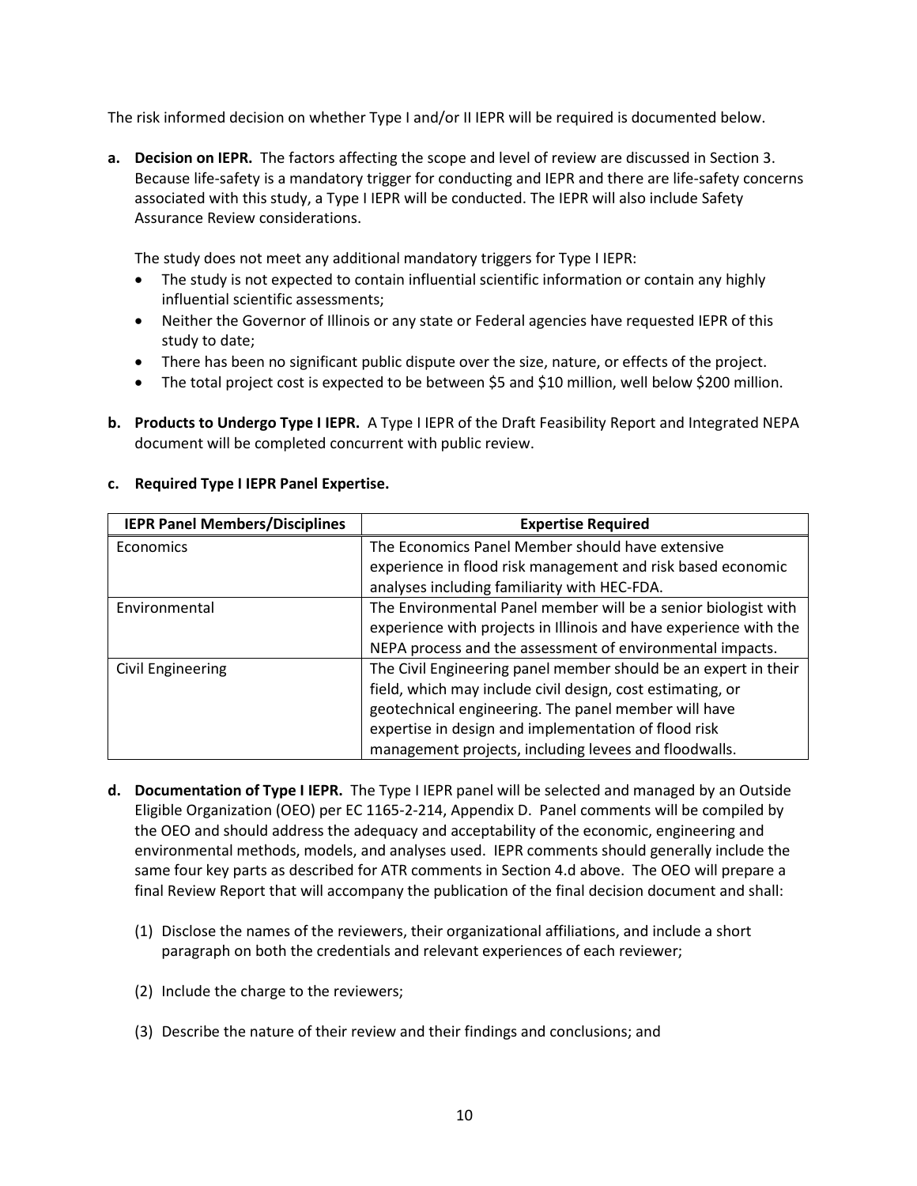The risk informed decision on whether Type I and/or II IEPR will be required is documented below.

**a. Decision on IEPR.** The factors affecting the scope and level of review are discussed in Section 3. Because life-safety is a mandatory trigger for conducting and IEPR and there are life-safety concerns associated with this study, a Type I IEPR will be conducted. The IEPR will also include Safety Assurance Review considerations.

The study does not meet any additional mandatory triggers for Type I IEPR:

- The study is not expected to contain influential scientific information or contain any highly influential scientific assessments;
- Neither the Governor of Illinois or any state or Federal agencies have requested IEPR of this study to date;
- There has been no significant public dispute over the size, nature, or effects of the project.
- The total project cost is expected to be between \$5 and \$10 million, well below \$200 million.

**b. Products to Undergo Type I IEPR.** A Type I IEPR of the Draft Feasibility Report and Integrated NEPA document will be completed concurrent with public review.

**c. Required Type I IEPR Panel Expertise.**

| IEPR Panel Members/Disciplines | Expertise Required |
|---|---|
| Economics | The Economics Panel Member should have extensive experience in flood risk management and risk based economic analyses including familiarity with HEC-FDA. |
| Environmental | The Environmental Panel member will be a senior biologist with experience with projects in Illinois and have experience with the NEPA process and the assessment of environmental impacts. |
| Civil Engineering | The Civil Engineering panel member should be an expert in their field, which may include civil design, cost estimating, or geotechnical engineering. The panel member will have expertise in design and implementation of flood risk management projects, including levees and floodwalls. |

**d. Documentation of Type I IEPR.** The Type I IEPR panel will be selected and managed by an Outside Eligible Organization (OEO) per EC 1165-2-214, Appendix D. Panel comments will be compiled by the OEO and should address the adequacy and acceptability of the economic, engineering and environmental methods, models, and analyses used. IEPR comments should generally include the same four key parts as described for ATR comments in Section 4.d above. The OEO will prepare a final Review Report that will accompany the publication of the final decision document and shall:

(1) Disclose the names of the reviewers, their organizational affiliations, and include a short paragraph on both the credentials and relevant experiences of each reviewer;

(2) Include the charge to the reviewers;

(3) Describe the nature of their review and their findings and conclusions; and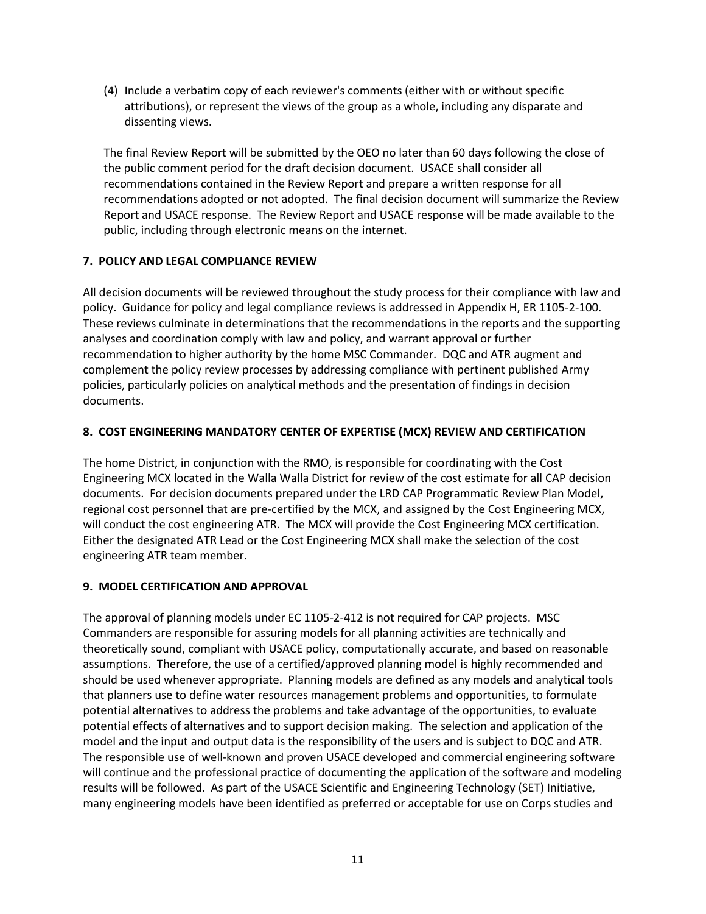(4) Include a verbatim copy of each reviewer's comments (either with or without specific attributions), or represent the views of the group as a whole, including any disparate and dissenting views.

The final Review Report will be submitted by the OEO no later than 60 days following the close of the public comment period for the draft decision document. USACE shall consider all recommendations contained in the Review Report and prepare a written response for all recommendations adopted or not adopted. The final decision document will summarize the Review Report and USACE response. The Review Report and USACE response will be made available to the public, including through electronic means on the internet.

## 7. POLICY AND LEGAL COMPLIANCE REVIEW

All decision documents will be reviewed throughout the study process for their compliance with law and policy. Guidance for policy and legal compliance reviews is addressed in Appendix H, ER 1105-2-100. These reviews culminate in determinations that the recommendations in the reports and the supporting analyses and coordination comply with law and policy, and warrant approval or further recommendation to higher authority by the home MSC Commander. DQC and ATR augment and complement the policy review processes by addressing compliance with pertinent published Army policies, particularly policies on analytical methods and the presentation of findings in decision documents.

## 8. COST ENGINEERING MANDATORY CENTER OF EXPERTISE (MCX) REVIEW AND CERTIFICATION

The home District, in conjunction with the RMO, is responsible for coordinating with the Cost Engineering MCX located in the Walla Walla District for review of the cost estimate for all CAP decision documents. For decision documents prepared under the LRD CAP Programmatic Review Plan Model, regional cost personnel that are pre-certified by the MCX, and assigned by the Cost Engineering MCX, will conduct the cost engineering ATR. The MCX will provide the Cost Engineering MCX certification. Either the designated ATR Lead or the Cost Engineering MCX shall make the selection of the cost engineering ATR team member.

## 9. MODEL CERTIFICATION AND APPROVAL

The approval of planning models under EC 1105-2-412 is not required for CAP projects. MSC Commanders are responsible for assuring models for all planning activities are technically and theoretically sound, compliant with USACE policy, computationally accurate, and based on reasonable assumptions. Therefore, the use of a certified/approved planning model is highly recommended and should be used whenever appropriate. Planning models are defined as any models and analytical tools that planners use to define water resources management problems and opportunities, to formulate potential alternatives to address the problems and take advantage of the opportunities, to evaluate potential effects of alternatives and to support decision making. The selection and application of the model and the input and output data is the responsibility of the users and is subject to DQC and ATR. The responsible use of well-known and proven USACE developed and commercial engineering software will continue and the professional practice of documenting the application of the software and modeling results will be followed. As part of the USACE Scientific and Engineering Technology (SET) Initiative, many engineering models have been identified as preferred or acceptable for use on Corps studies and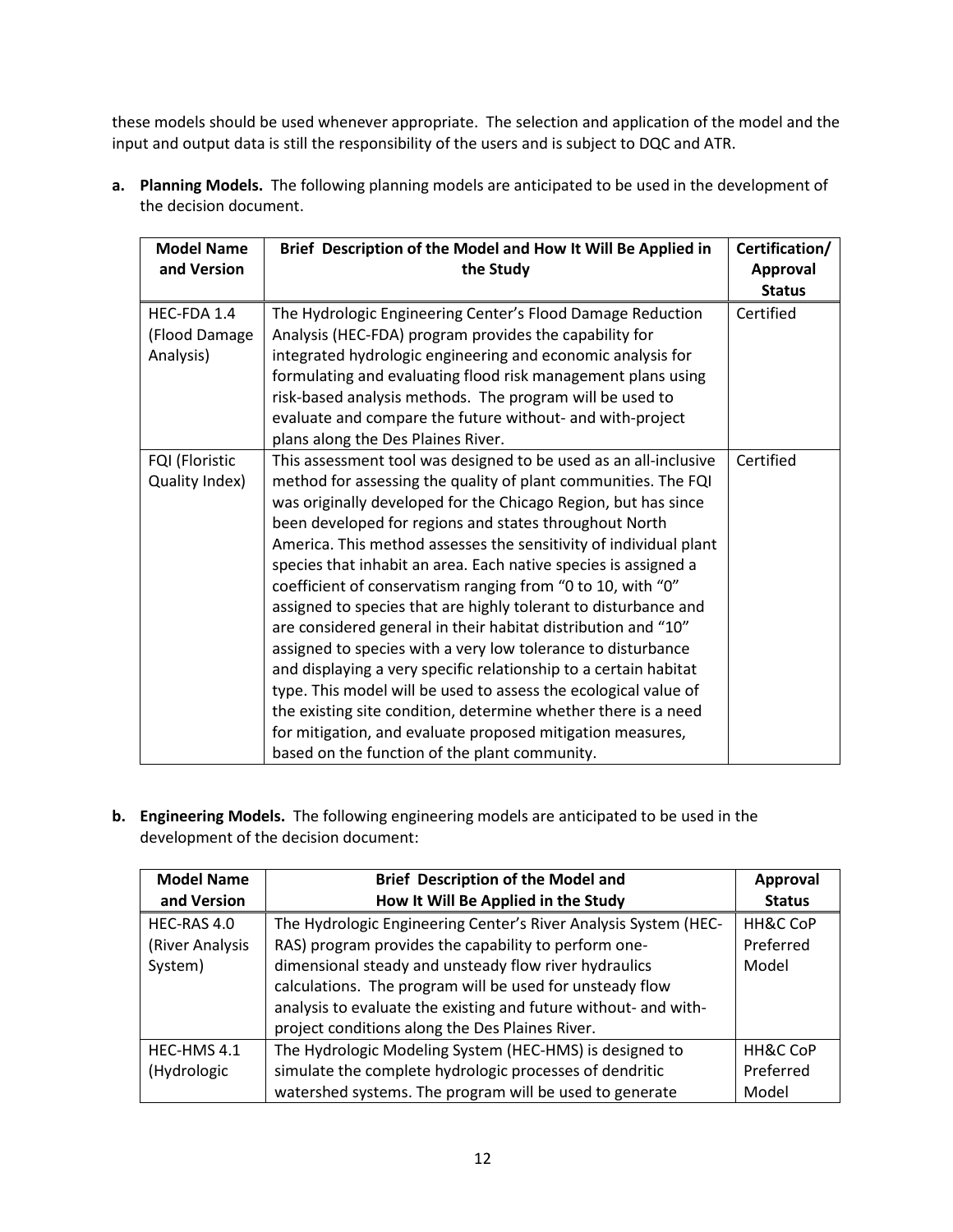these models should be used whenever appropriate. The selection and application of the model and the input and output data is still the responsibility of the users and is subject to DQC and ATR.

**a. Planning Models.** The following planning models are anticipated to be used in the development of the decision document.

| Model Name and Version | Brief Description of the Model and How It Will Be Applied in the Study | Certification/ Approval Status |
|---|---|---|
| HEC-FDA 1.4 (Flood Damage Analysis) | The Hydrologic Engineering Center's Flood Damage Reduction Analysis (HEC-FDA) program provides the capability for integrated hydrologic engineering and economic analysis for formulating and evaluating flood risk management plans using risk-based analysis methods. The program will be used to evaluate and compare the future without- and with-project plans along the Des Plaines River. | Certified |
| FQI (Floristic Quality Index) | This assessment tool was designed to be used as an all-inclusive method for assessing the quality of plant communities. The FQI was originally developed for the Chicago Region, but has since been developed for regions and states throughout North America. This method assesses the sensitivity of individual plant species that inhabit an area. Each native species is assigned a coefficient of conservatism ranging from "0 to 10, with "0" assigned to species that are highly tolerant to disturbance and are considered general in their habitat distribution and "10" assigned to species with a very low tolerance to disturbance and displaying a very specific relationship to a certain habitat type. This model will be used to assess the ecological value of the existing site condition, determine whether there is a need for mitigation, and evaluate proposed mitigation measures, based on the function of the plant community. | Certified |

**b. Engineering Models.** The following engineering models are anticipated to be used in the development of the decision document:

| Model Name and Version | Brief Description of the Model and How It Will Be Applied in the Study | Approval Status |
|---|---|---|
| HEC-RAS 4.0 (River Analysis System) | The Hydrologic Engineering Center's River Analysis System (HEC-RAS) program provides the capability to perform one-dimensional steady and unsteady flow river hydraulics calculations. The program will be used for unsteady flow analysis to evaluate the existing and future without- and with-project conditions along the Des Plaines River. | HH&C CoP Preferred Model |
| HEC-HMS 4.1 (Hydrologic | The Hydrologic Modeling System (HEC-HMS) is designed to simulate the complete hydrologic processes of dendritic watershed systems. The program will be used to generate | HH&C CoP Preferred Model |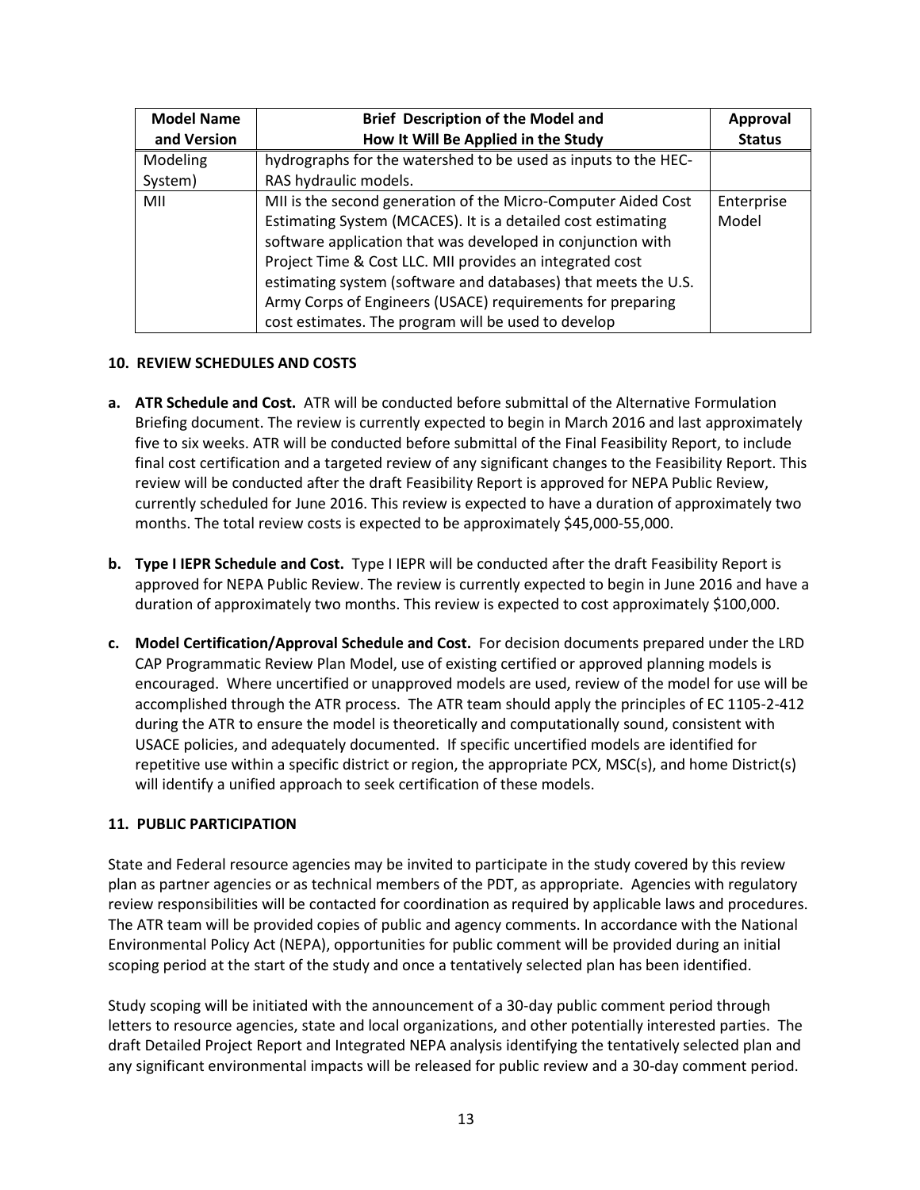| Model Name and Version | Brief Description of the Model and How It Will Be Applied in the Study | Approval Status |
|---|---|---|
| Modeling System) | hydrographs for the watershed to be used as inputs to the HEC-RAS hydraulic models. | |
| MII | MII is the second generation of the Micro-Computer Aided Cost Estimating System (MCACES). It is a detailed cost estimating software application that was developed in conjunction with Project Time & Cost LLC. MII provides an integrated cost estimating system (software and databases) that meets the U.S. Army Corps of Engineers (USACE) requirements for preparing cost estimates. The program will be used to develop | Enterprise Model |

## 10. REVIEW SCHEDULES AND COSTS

**a. ATR Schedule and Cost.** ATR will be conducted before submittal of the Alternative Formulation Briefing document. The review is currently expected to begin in March 2016 and last approximately five to six weeks. ATR will be conducted before submittal of the Final Feasibility Report, to include final cost certification and a targeted review of any significant changes to the Feasibility Report. This review will be conducted after the draft Feasibility Report is approved for NEPA Public Review, currently scheduled for June 2016. This review is expected to have a duration of approximately two months. The total review costs is expected to be approximately $45,000-55,000.

**b. Type I IEPR Schedule and Cost.** Type I IEPR will be conducted after the draft Feasibility Report is approved for NEPA Public Review. The review is currently expected to begin in June 2016 and have a duration of approximately two months. This review is expected to cost approximately $100,000.

**c. Model Certification/Approval Schedule and Cost.** For decision documents prepared under the LRD CAP Programmatic Review Plan Model, use of existing certified or approved planning models is encouraged. Where uncertified or unapproved models are used, review of the model for use will be accomplished through the ATR process. The ATR team should apply the principles of EC 1105-2-412 during the ATR to ensure the model is theoretically and computationally sound, consistent with USACE policies, and adequately documented. If specific uncertified models are identified for repetitive use within a specific district or region, the appropriate PCX, MSC(s), and home District(s) will identify a unified approach to seek certification of these models.

## 11. PUBLIC PARTICIPATION

State and Federal resource agencies may be invited to participate in the study covered by this review plan as partner agencies or as technical members of the PDT, as appropriate. Agencies with regulatory review responsibilities will be contacted for coordination as required by applicable laws and procedures. The ATR team will be provided copies of public and agency comments. In accordance with the National Environmental Policy Act (NEPA), opportunities for public comment will be provided during an initial scoping period at the start of the study and once a tentatively selected plan has been identified.

Study scoping will be initiated with the announcement of a 30-day public comment period through letters to resource agencies, state and local organizations, and other potentially interested parties. The draft Detailed Project Report and Integrated NEPA analysis identifying the tentatively selected plan and any significant environmental impacts will be released for public review and a 30-day comment period.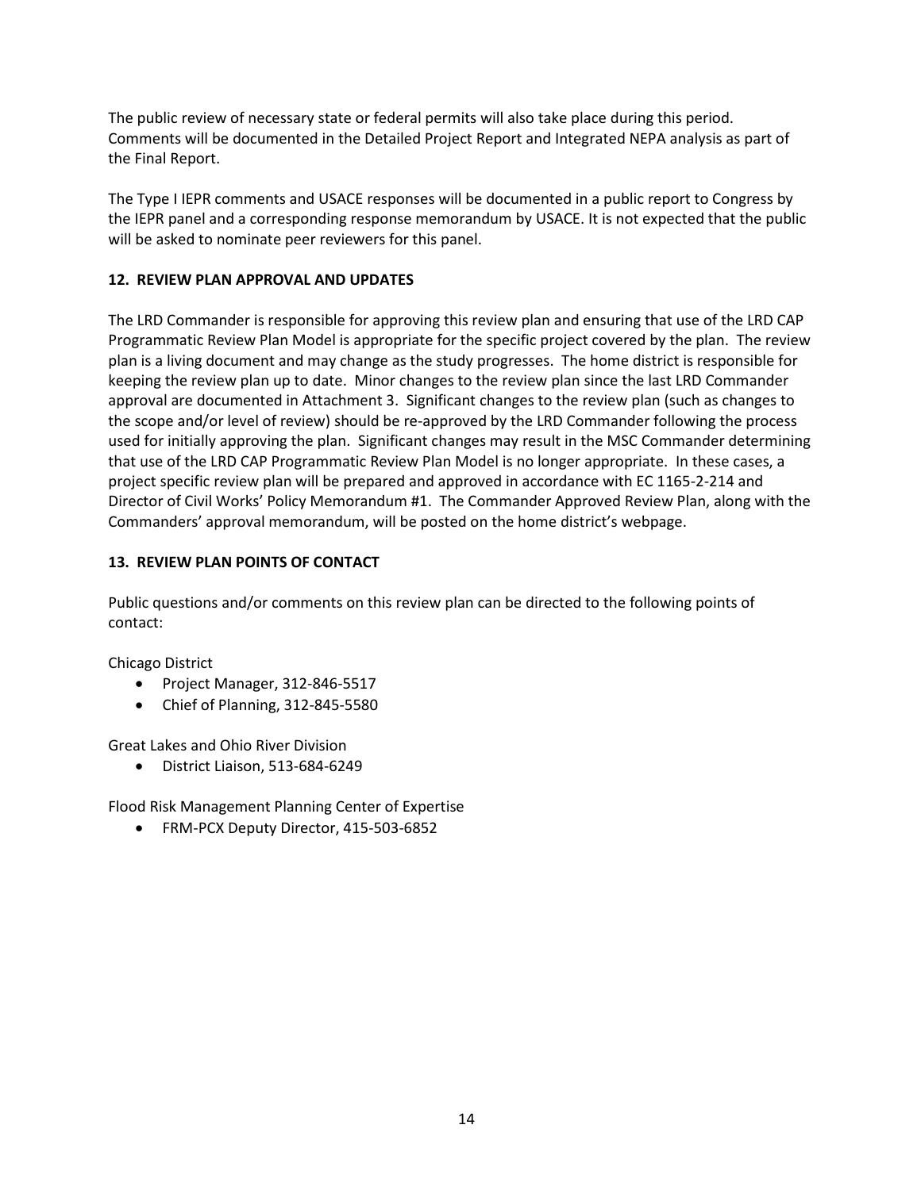The public review of necessary state or federal permits will also take place during this period. Comments will be documented in the Detailed Project Report and Integrated NEPA analysis as part of the Final Report.

The Type I IEPR comments and USACE responses will be documented in a public report to Congress by the IEPR panel and a corresponding response memorandum by USACE. It is not expected that the public will be asked to nominate peer reviewers for this panel.

## 12. REVIEW PLAN APPROVAL AND UPDATES

The LRD Commander is responsible for approving this review plan and ensuring that use of the LRD CAP Programmatic Review Plan Model is appropriate for the specific project covered by the plan. The review plan is a living document and may change as the study progresses. The home district is responsible for keeping the review plan up to date. Minor changes to the review plan since the last LRD Commander approval are documented in Attachment 3. Significant changes to the review plan (such as changes to the scope and/or level of review) should be re-approved by the LRD Commander following the process used for initially approving the plan. Significant changes may result in the MSC Commander determining that use of the LRD CAP Programmatic Review Plan Model is no longer appropriate. In these cases, a project specific review plan will be prepared and approved in accordance with EC 1165-2-214 and Director of Civil Works' Policy Memorandum #1. The Commander Approved Review Plan, along with the Commanders' approval memorandum, will be posted on the home district's webpage.

## 13. REVIEW PLAN POINTS OF CONTACT

Public questions and/or comments on this review plan can be directed to the following points of contact:

Chicago District

- Project Manager, 312-846-5517
- Chief of Planning, 312-845-5580

Great Lakes and Ohio River Division

- District Liaison, 513-684-6249

Flood Risk Management Planning Center of Expertise

- FRM-PCX Deputy Director, 415-503-6852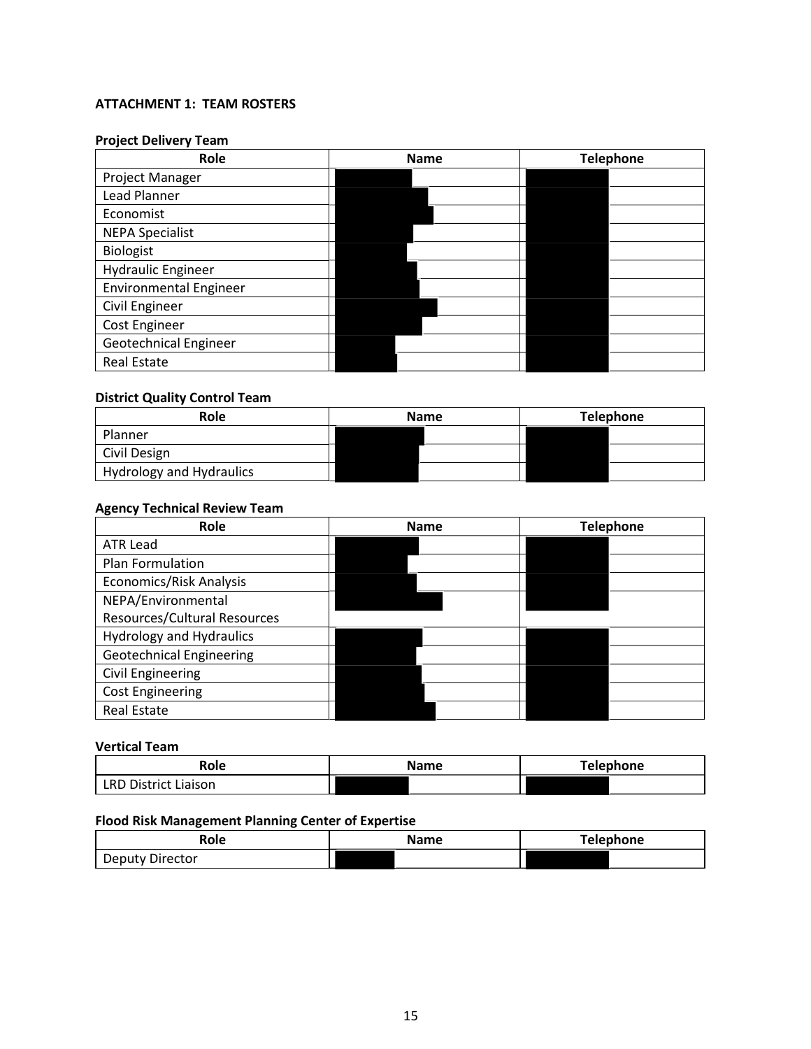**ATTACHMENT 1: TEAM ROSTERS**

**Project Delivery Team**

| Role | Name | Telephone |
|---|---|---|
| Project Manager | | |
| Lead Planner | | |
| Economist | | |
| NEPA Specialist | | |
| Biologist | | |
| Hydraulic Engineer | | |
| Environmental Engineer | | |
| Civil Engineer | | |
| Cost Engineer | | |
| Geotechnical Engineer | | |
| Real Estate | | |

**District Quality Control Team**

| Role | Name | Telephone |
|---|---|---|
| Planner | | |
| Civil Design | | |
| Hydrology and Hydraulics | | |

**Agency Technical Review Team**

| Role | Name | Telephone |
|---|---|---|
| ATR Lead | | |
| Plan Formulation | | |
| Economics/Risk Analysis | | |
| NEPA/Environmental Resources/Cultural Resources | | |
| Hydrology and Hydraulics | | |
| Geotechnical Engineering | | |
| Civil Engineering | | |
| Cost Engineering | | |
| Real Estate | | |

**Vertical Team**

| Role | Name | Telephone |
|---|---|---|
| LRD District Liaison | | |

**Flood Risk Management Planning Center of Expertise**

| Role | Name | Telephone |
|---|---|---|
| Deputy Director | | |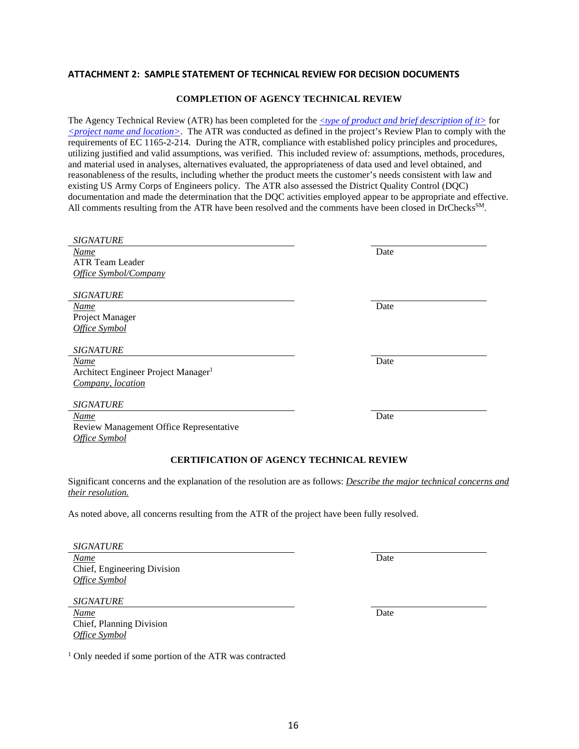## ATTACHMENT 2: SAMPLE STATEMENT OF TECHNICAL REVIEW FOR DECISION DOCUMENTS

### COMPLETION OF AGENCY TECHNICAL REVIEW

The Agency Technical Review (ATR) has been completed for the *<type of product and brief description of it>* for *<project name and location>*. The ATR was conducted as defined in the project's Review Plan to comply with the requirements of EC 1165-2-214. During the ATR, compliance with established policy principles and procedures, utilizing justified and valid assumptions, was verified. This included review of: assumptions, methods, procedures, and material used in analyses, alternatives evaluated, the appropriateness of data used and level obtained, and reasonableness of the results, including whether the product meets the customer's needs consistent with law and existing US Army Corps of Engineers policy. The ATR also assessed the District Quality Control (DQC) documentation and made the determination that the DQC activities employed appear to be appropriate and effective. All comments resulting from the ATR have been resolved and the comments have been closed in DrChecks[SM].

*SIGNATURE*
*Name*
ATR Team Leader
*Office Symbol/Company*

Date

*SIGNATURE*
*Name*
Project Manager
*Office Symbol*

Date

*SIGNATURE*
*Name*
Architect Engineer Project Manager[1]
*Company, location*

Date

*SIGNATURE*
*Name*
Review Management Office Representative
*Office Symbol*

Date

### CERTIFICATION OF AGENCY TECHNICAL REVIEW

Significant concerns and the explanation of the resolution are as follows: *Describe the major technical concerns and their resolution.*

As noted above, all concerns resulting from the ATR of the project have been fully resolved.

*SIGNATURE*
*Name*
Chief, Engineering Division
*Office Symbol*

Date

*SIGNATURE*
*Name*
Chief, Planning Division
*Office Symbol*

Date

[1] Only needed if some portion of the ATR was contracted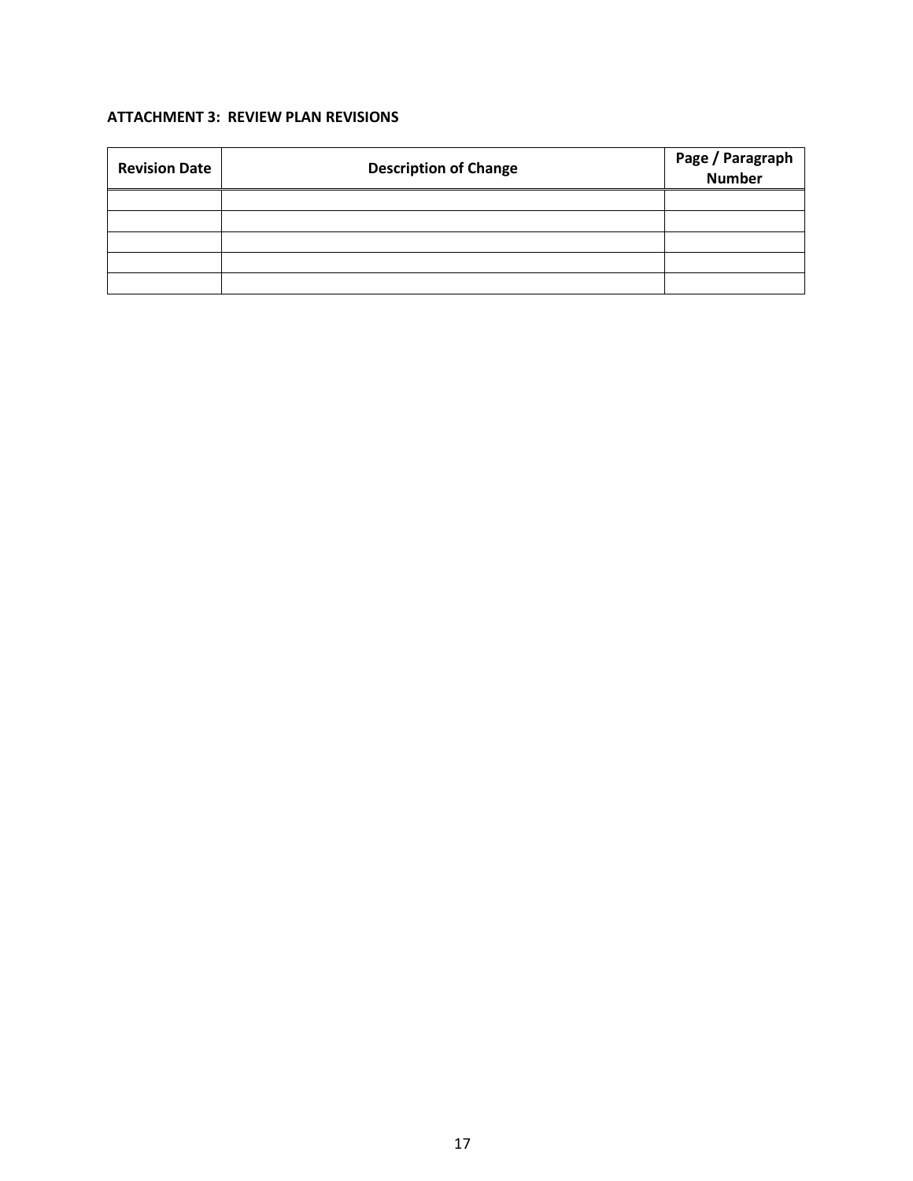**ATTACHMENT 3: REVIEW PLAN REVISIONS**

| Revision Date | Description of Change | Page / Paragraph Number |
|---|---|---|
| | | |
| | | |
| | | |
| | | |
| | | |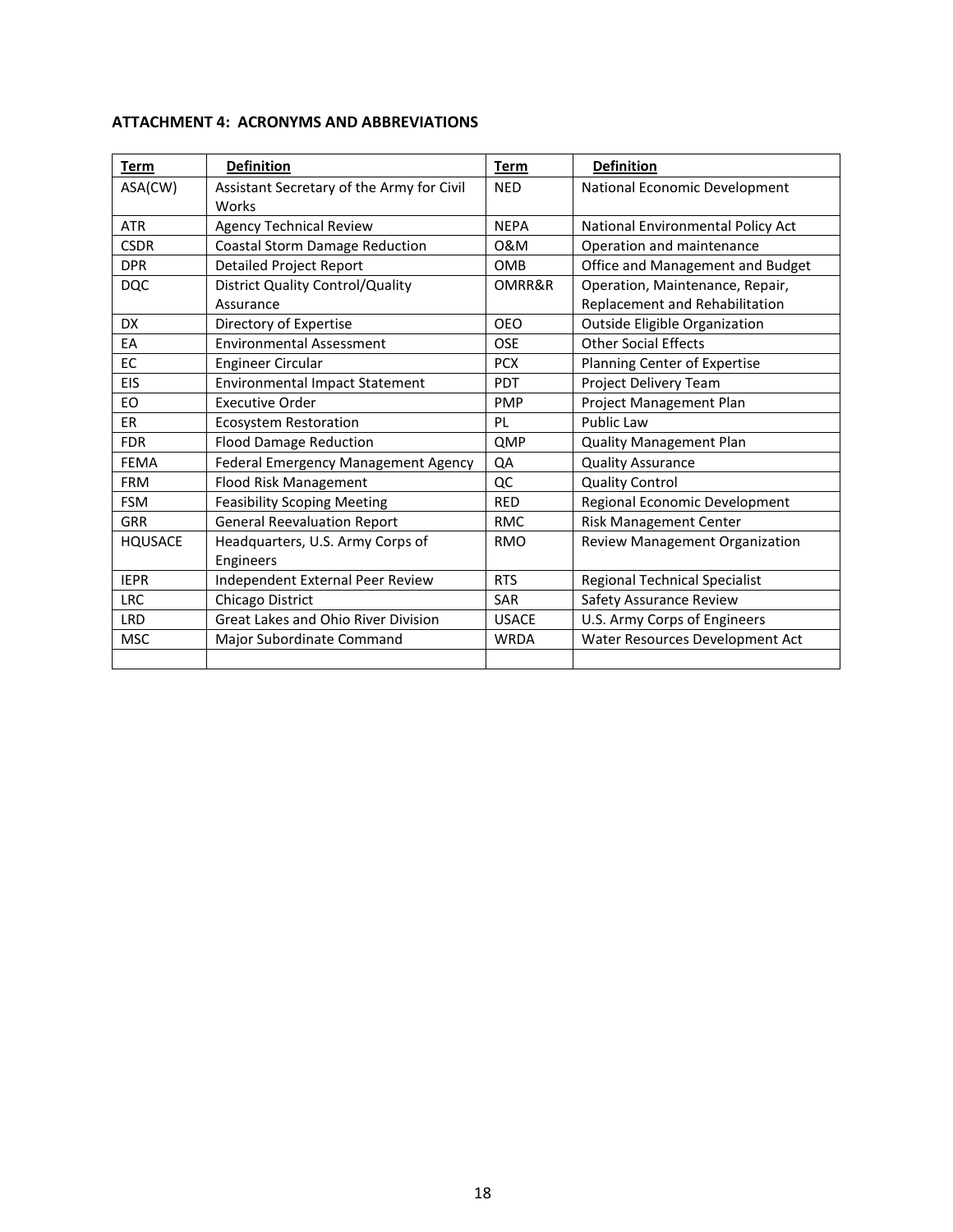**ATTACHMENT 4: ACRONYMS AND ABBREVIATIONS**

| Term | Definition | Term | Definition |
|---|---|---|---|
| ASA(CW) | Assistant Secretary of the Army for Civil Works | NED | National Economic Development |
| ATR | Agency Technical Review | NEPA | National Environmental Policy Act |
| CSDR | Coastal Storm Damage Reduction | O&M | Operation and maintenance |
| DPR | Detailed Project Report | OMB | Office and Management and Budget |
| DQC | District Quality Control/Quality Assurance | OMRR&R | Operation, Maintenance, Repair, Replacement and Rehabilitation |
| DX | Directory of Expertise | OEO | Outside Eligible Organization |
| EA | Environmental Assessment | OSE | Other Social Effects |
| EC | Engineer Circular | PCX | Planning Center of Expertise |
| EIS | Environmental Impact Statement | PDT | Project Delivery Team |
| EO | Executive Order | PMP | Project Management Plan |
| ER | Ecosystem Restoration | PL | Public Law |
| FDR | Flood Damage Reduction | QMP | Quality Management Plan |
| FEMA | Federal Emergency Management Agency | QA | Quality Assurance |
| FRM | Flood Risk Management | QC | Quality Control |
| FSM | Feasibility Scoping Meeting | RED | Regional Economic Development |
| GRR | General Reevaluation Report | RMC | Risk Management Center |
| HQUSACE | Headquarters, U.S. Army Corps of Engineers | RMO | Review Management Organization |
| IEPR | Independent External Peer Review | RTS | Regional Technical Specialist |
| LRC | Chicago District | SAR | Safety Assurance Review |
| LRD | Great Lakes and Ohio River Division | USACE | U.S. Army Corps of Engineers |
| MSC | Major Subordinate Command | WRDA | Water Resources Development Act |
| | | | |